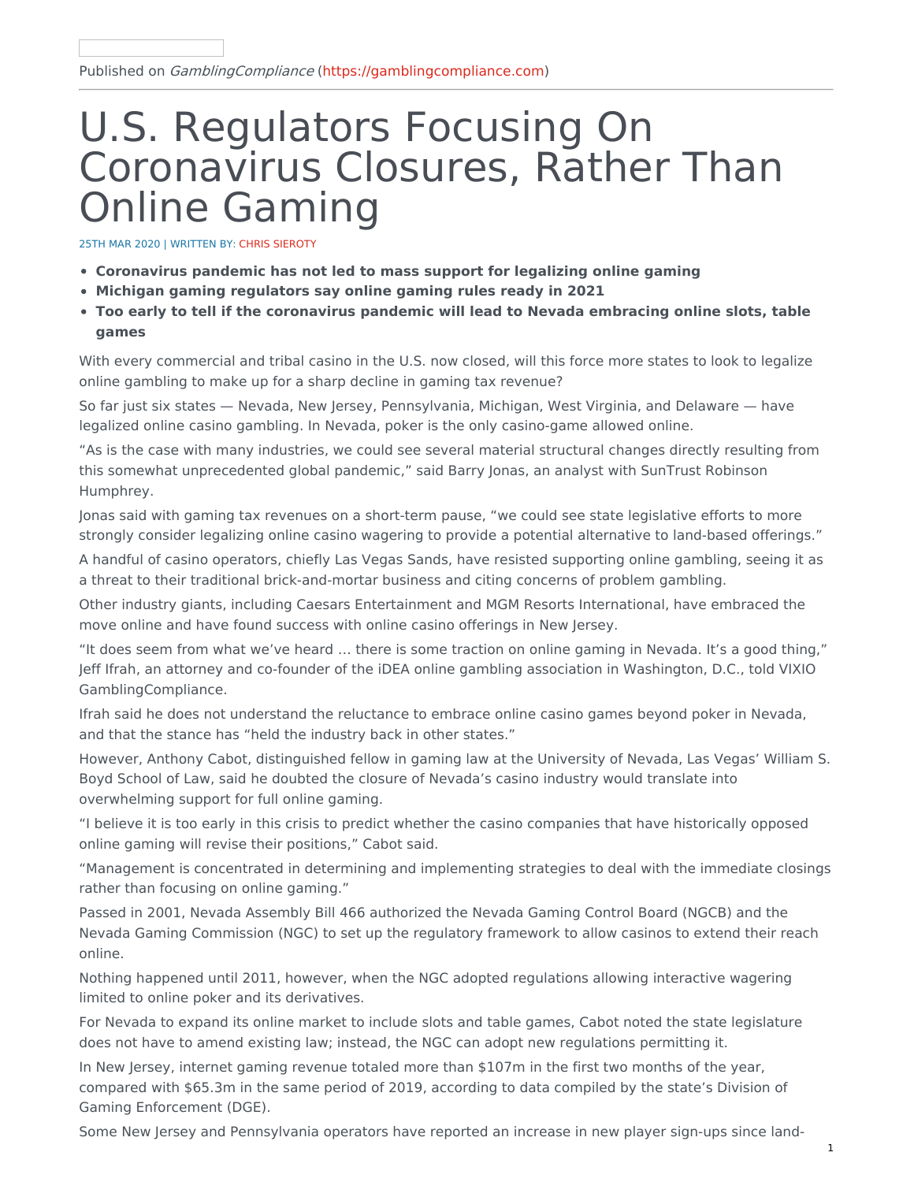Published on *GamblingCompliance* (https://gamblingcompliance.com)

# U.S. Regulators Focusing On Coronavirus Closures, Rather Than Online Gaming

25TH MAR 2020 | WRITTEN BY: CHRIS SIEROTY

- **Coronavirus pandemic has not led to mass support for legalizing online gaming**
- **Michigan gaming regulators say online gaming rules ready in 2021**
- **Too early to tell if the coronavirus pandemic will lead to Nevada embracing online slots, table games**

With every commercial and tribal casino in the U.S. now closed, will this force more states to look to legalize online gambling to make up for a sharp decline in gaming tax revenue?

So far just six states — Nevada, New Jersey, Pennsylvania, Michigan, West Virginia, and Delaware — have legalized online casino gambling. In Nevada, poker is the only casino-game allowed online.

"As is the case with many industries, we could see several material structural changes directly resulting from this somewhat unprecedented global pandemic," said Barry Jonas, an analyst with SunTrust Robinson Humphrey.

Jonas said with gaming tax revenues on a short-term pause, "we could see state legislative efforts to more strongly consider legalizing online casino wagering to provide a potential alternative to land-based offerings."

A handful of casino operators, chiefly Las Vegas Sands, have resisted supporting online gambling, seeing it as a threat to their traditional brick-and-mortar business and citing concerns of problem gambling.

Other industry giants, including Caesars Entertainment and MGM Resorts International, have embraced the move online and have found success with online casino offerings in New Jersey.

"It does seem from what we've heard … there is some traction on online gaming in Nevada. It's a good thing," Jeff Ifrah, an attorney and co-founder of the iDEA online gambling association in Washington, D.C., told VIXIO GamblingCompliance.

Ifrah said he does not understand the reluctance to embrace online casino games beyond poker in Nevada, and that the stance has "held the industry back in other states."

However, Anthony Cabot, distinguished fellow in gaming law at the University of Nevada, Las Vegas' William S. Boyd School of Law, said he doubted the closure of Nevada's casino industry would translate into overwhelming support for full online gaming.

"I believe it is too early in this crisis to predict whether the casino companies that have historically opposed online gaming will revise their positions," Cabot said.

"Management is concentrated in determining and implementing strategies to deal with the immediate closings rather than focusing on online gaming."

Passed in 2001, Nevada Assembly Bill 466 authorized the Nevada Gaming Control Board (NGCB) and the Nevada Gaming Commission (NGC) to set up the regulatory framework to allow casinos to extend their reach online.

Nothing happened until 2011, however, when the NGC adopted regulations allowing interactive wagering limited to online poker and its derivatives.

For Nevada to expand its online market to include slots and table games, Cabot noted the state legislature does not have to amend existing law; instead, the NGC can adopt new regulations permitting it.

In New Jersey, internet gaming revenue totaled more than $107m in the first two months of the year, compared with $65.3m in the same period of 2019, according to data compiled by the state's Division of Gaming Enforcement (DGE).

Some New Jersey and Pennsylvania operators have reported an increase in new player sign-ups since land-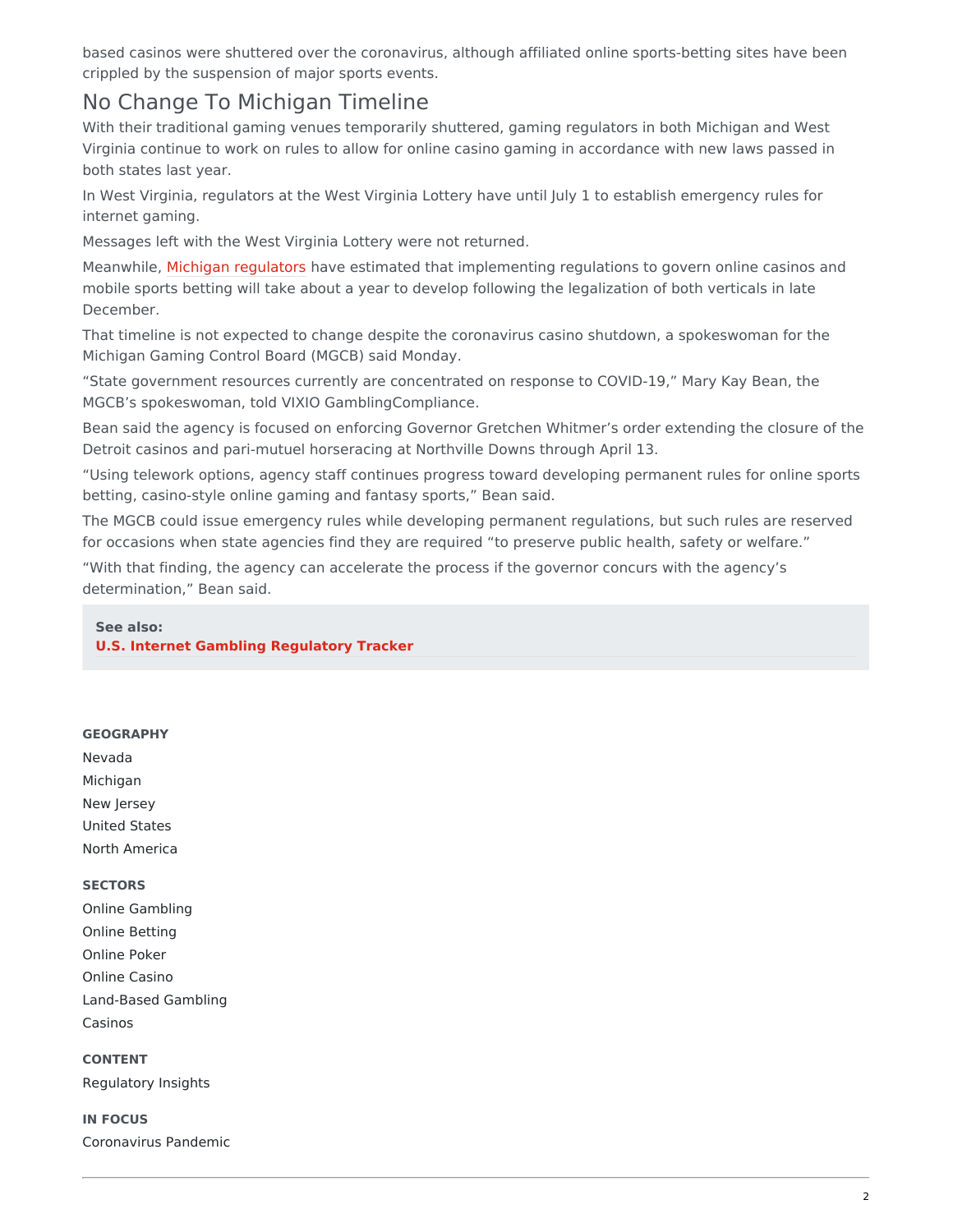based casinos were shuttered over the coronavirus, although affiliated online sports-betting sites have been crippled by the suspension of major sports events.

## No Change To Michigan Timeline

With their traditional gaming venues temporarily shuttered, gaming regulators in both Michigan and West Virginia continue to work on rules to allow for online casino gaming in accordance with new laws passed in both states last year.

In West Virginia, regulators at the West Virginia Lottery have until July 1 to establish emergency rules for internet gaming.

Messages left with the West Virginia Lottery were not returned.

Meanwhile, Michigan regulators have estimated that implementing regulations to govern online casinos and mobile sports betting will take about a year to develop following the legalization of both verticals in late December.

That timeline is not expected to change despite the coronavirus casino shutdown, a spokeswoman for the Michigan Gaming Control Board (MGCB) said Monday.

“State government resources currently are concentrated on response to COVID-19,” Mary Kay Bean, the MGCB’s spokeswoman, told VIXIO GamblingCompliance.

Bean said the agency is focused on enforcing Governor Gretchen Whitmer’s order extending the closure of the Detroit casinos and pari-mutuel horseracing at Northville Downs through April 13.

“Using telework options, agency staff continues progress toward developing permanent rules for online sports betting, casino-style online gaming and fantasy sports,” Bean said.

The MGCB could issue emergency rules while developing permanent regulations, but such rules are reserved for occasions when state agencies find they are required “to preserve public health, safety or welfare.”

“With that finding, the agency can accelerate the process if the governor concurs with the agency’s determination,” Bean said.

**See also:**
**U.S. Internet Gambling Regulatory Tracker**

**GEOGRAPHY**

Nevada
Michigan
New Jersey
United States
North America

**SECTORS**

Online Gambling
Online Betting
Online Poker
Online Casino
Land-Based Gambling
Casinos

**CONTENT**

Regulatory Insights

**IN FOCUS**

Coronavirus Pandemic